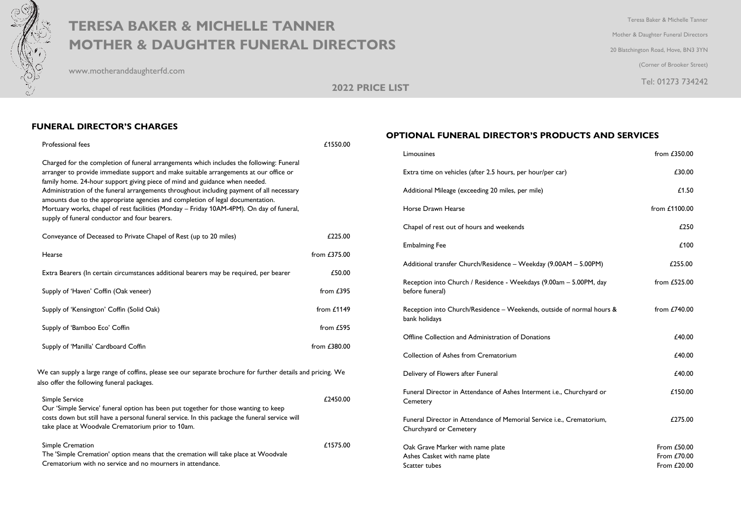# TERESA BAKER & MICHELLE TANNER
# MOTHER & DAUGHTER FUNERAL DIRECTORS

www.motheranddaughterfd.com

Teresa Baker & Michelle Tanner

Mother & Daughter Funeral Directors

20 Blatchington Road, Hove, BN3 3YN

(Corner of Brooker Street)

Tel: 01273 734242

## 2022 PRICE LIST

## FUNERAL DIRECTOR'S CHARGES

| Item | Price |
|---|---|
| Professional fees<br><br>Charged for the completion of funeral arrangements which includes the following: Funeral arranger to provide immediate support and make suitable arrangements at our office or family home. 24-hour support giving piece of mind and guidance when needed. Administration of the funeral arrangements throughout including payment of all necessary amounts due to the appropriate agencies and completion of legal documentation. Mortuary works, chapel of rest facilities (Monday – Friday 10AM-4PM). On day of funeral, supply of funeral conductor and four bearers. | £1550.00 |
| Conveyance of Deceased to Private Chapel of Rest (up to 20 miles) | £225.00 |
| Hearse | from £375.00 |
| Extra Bearers (In certain circumstances additional bearers may be required, per bearer | £50.00 |
| Supply of 'Haven' Coffin (Oak veneer) | from £395 |
| Supply of 'Kensington' Coffin (Solid Oak) | from £1149 |
| Supply of 'Bamboo Eco' Coffin | from £595 |
| Supply of 'Manilla' Cardboard Coffin | from £380.00 |

We can supply a large range of coffins, please see our separate brochure for further details and pricing. We also offer the following funeral packages.

| Package | Price |
|---|---|
| Simple Service<br>Our 'Simple Service' funeral option has been put together for those wanting to keep costs down but still have a personal funeral service. In this package the funeral service will take place at Woodvale Crematorium prior to 10am. | £2450.00 |
| Simple Cremation<br>The 'Simple Cremation' option means that the cremation will take place at Woodvale Crematorium with no service and no mourners in attendance. | £1575.00 |

## OPTIONAL FUNERAL DIRECTOR'S PRODUCTS AND SERVICES

| Item | Price |
|---|---|
| Limousines | from £350.00 |
| Extra time on vehicles (after 2.5 hours, per hour/per car) | £30.00 |
| Additional Mileage (exceeding 20 miles, per mile) | £1.50 |
| Horse Drawn Hearse | from £1100.00 |
| Chapel of rest out of hours and weekends | £250 |
| Embalming Fee | £100 |
| Additional transfer Church/Residence – Weekday (9.00AM – 5.00PM) | £255.00 |
| Reception into Church / Residence - Weekdays (9.00am – 5.00PM, day before funeral) | from £525.00 |
| Reception into Church/Residence – Weekends, outside of normal hours & bank holidays | from £740.00 |
| Offline Collection and Administration of Donations | £40.00 |
| Collection of Ashes from Crematorium | £40.00 |
| Delivery of Flowers after Funeral | £40.00 |
| Funeral Director in Attendance of Ashes Interment i.e., Churchyard or Cemetery | £150.00 |
| Funeral Director in Attendance of Memorial Service i.e., Crematorium, Churchyard or Cemetery | £275.00 |
| Oak Grave Marker with name plate | From £50.00 |
| Ashes Casket with name plate | From £70.00 |
| Scatter tubes | From £20.00 |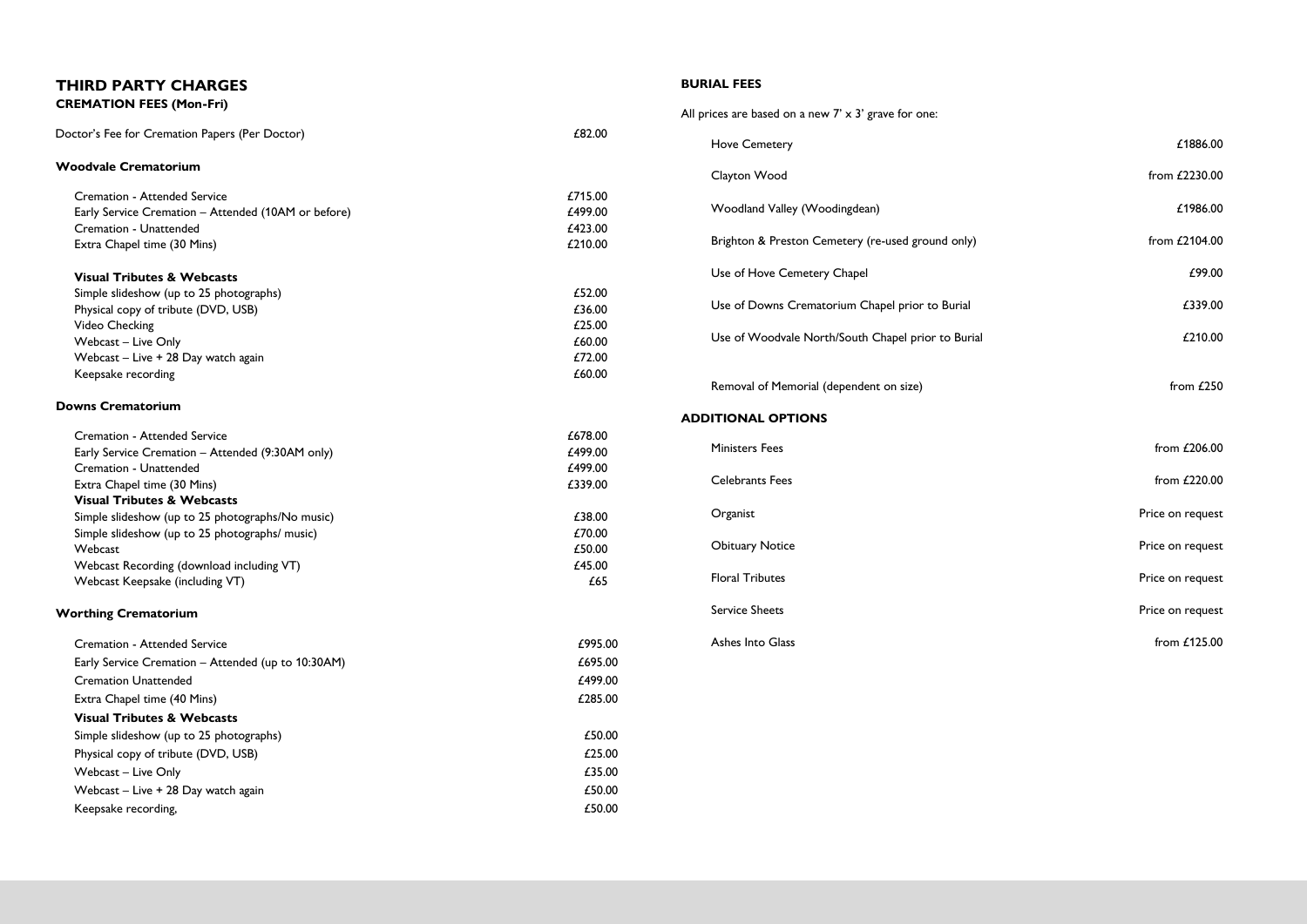# THIRD PARTY CHARGES

## CREMATION FEES (Mon-Fri)

| | |
|---|---|
| Doctor's Fee for Cremation Papers (Per Doctor) | £82.00 |

### Woodvale Crematorium

| | |
|---|---|
| Cremation - Attended Service | £715.00 |
| Early Service Cremation – Attended (10AM or before) | £499.00 |
| Cremation - Unattended | £423.00 |
| Extra Chapel time (30 Mins) | £210.00 |
| **Visual Tributes & Webcasts** | |
| Simple slideshow (up to 25 photographs) | £52.00 |
| Physical copy of tribute (DVD, USB) | £36.00 |
| Video Checking | £25.00 |
| Webcast – Live Only | £60.00 |
| Webcast – Live + 28 Day watch again | £72.00 |
| Keepsake recording | £60.00 |

### Downs Crematorium

| | |
|---|---|
| Cremation - Attended Service | £678.00 |
| Early Service Cremation – Attended (9:30AM only) | £499.00 |
| Cremation - Unattended | £499.00 |
| Extra Chapel time (30 Mins) | £339.00 |
| **Visual Tributes & Webcasts** | |
| Simple slideshow (up to 25 photographs/No music) | £38.00 |
| Simple slideshow (up to 25 photographs/ music) | £70.00 |
| Webcast | £50.00 |
| Webcast Recording (download including VT) | £45.00 |
| Webcast Keepsake (including VT) | £65 |

### Worthing Crematorium

| | |
|---|---|
| Cremation - Attended Service | £995.00 |
| Early Service Cremation – Attended (up to 10:30AM) | £695.00 |
| Cremation Unattended | £499.00 |
| Extra Chapel time (40 Mins) | £285.00 |
| **Visual Tributes & Webcasts** | |
| Simple slideshow (up to 25 photographs) | £50.00 |
| Physical copy of tribute (DVD, USB) | £25.00 |
| Webcast – Live Only | £35.00 |
| Webcast – Live + 28 Day watch again | £50.00 |
| Keepsake recording, | £50.00 |

## BURIAL FEES

All prices are based on a new 7' x 3' grave for one:

| | |
|---|---|
| Hove Cemetery | £1886.00 |
| Clayton Wood | from £2230.00 |
| Woodland Valley (Woodingdean) | £1986.00 |
| Brighton & Preston Cemetery (re-used ground only) | from £2104.00 |
| Use of Hove Cemetery Chapel | £99.00 |
| Use of Downs Crematorium Chapel prior to Burial | £339.00 |
| Use of Woodvale North/South Chapel prior to Burial | £210.00 |
| Removal of Memorial (dependent on size) | from £250 |

## ADDITIONAL OPTIONS

| | |
|---|---|
| Ministers Fees | from £206.00 |
| Celebrants Fees | from £220.00 |
| Organist | Price on request |
| Obituary Notice | Price on request |
| Floral Tributes | Price on request |
| Service Sheets | Price on request |
| Ashes Into Glass | from £125.00 |